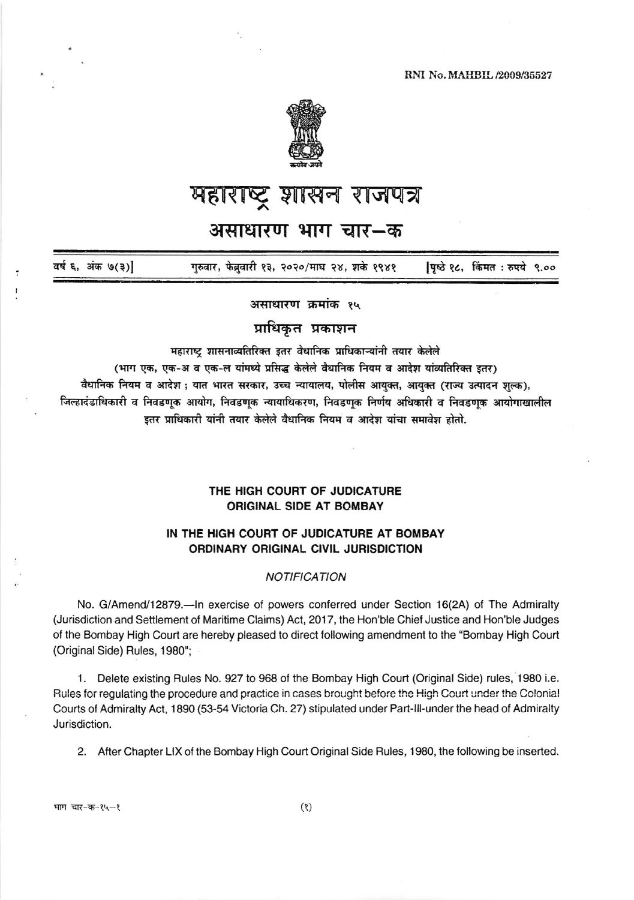RNI No. MAHBIL /2009/35527

# महाराष्ट्र शासन राजपत्र

## असाधारण भाग चार–क

| वर्ष ६, अंक ७(३)] | गुरुवार, फेब्रुवारी १३, २०२०/माघ २४, शके १९४१ | [पृष्ठे १८, किंमत : रुपये ९.०० |
|---|---|---|

असाधारण क्रमांक १५

**प्राधिकृत प्रकाशन**

महाराष्ट्र शासनाव्यतिरिक्त इतर वैधानिक प्राधिकाऱ्यांनी तयार केलेले
(भाग एक, एक-अ व एक-ल यांमध्ये प्रसिद्ध केलेले वैधानिक नियम व आदेश यांव्यतिरिक्त इतर)
वैधानिक नियम व आदेश ; यात भारत सरकार, उच्च न्यायालय, पोलीस आयुक्त, आयुक्त (राज्य उत्पादन शुल्क), जिल्हादंडाधिकारी व निवडणूक आयोग, निवडणूक न्यायाधिकरण, निवडणूक निर्णय अधिकारी व निवडणूक आयोगाखालील इतर प्राधिकारी यांनी तयार केलेले वैधानिक नियम व आदेश यांचा समावेश होतो.

### THE HIGH COURT OF JUDICATURE ORIGINAL SIDE AT BOMBAY

### IN THE HIGH COURT OF JUDICATURE AT BOMBAY ORDINARY ORIGINAL CIVIL JURISDICTION

*NOTIFICATION*

No. G/Amend/12879.—In exercise of powers conferred under Section 16(2A) of The Admiralty (Jurisdiction and Settlement of Maritime Claims) Act, 2017, the Hon'ble Chief Justice and Hon'ble Judges of the Bombay High Court are hereby pleased to direct following amendment to the "Bombay High Court (Original Side) Rules, 1980";

1. Delete existing Rules No. 927 to 968 of the Bombay High Court (Original Side) rules, 1980 i.e. Rules for regulating the procedure and practice in cases brought before the High Court under the Colonial Courts of Admiralty Act, 1890 (53-54 Victoria Ch. 27) stipulated under Part-III-under the head of Admiralty Jurisdiction.

2. After Chapter LIX of the Bombay High Court Original Side Rules, 1980, the following be inserted.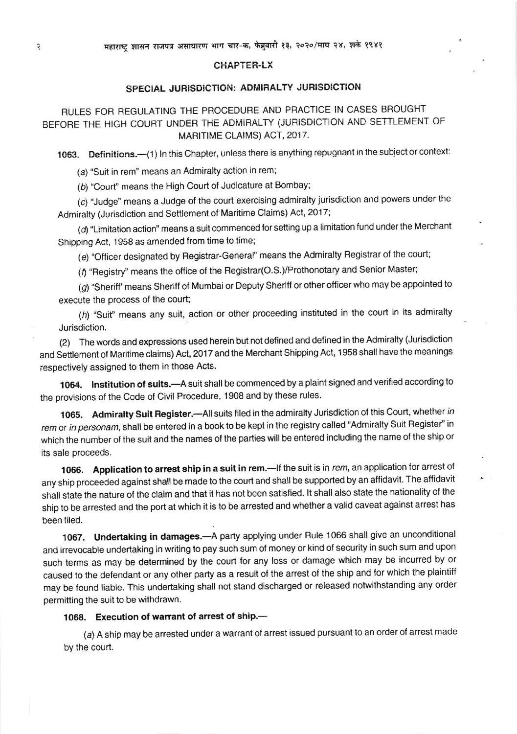## CHAPTER-LX

## SPECIAL JURISDICTION: ADMIRALTY JURISDICTION

### RULES FOR REGULATING THE PROCEDURE AND PRACTICE IN CASES BROUGHT BEFORE THE HIGH COURT UNDER THE ADMIRALTY (JURISDICTION AND SETTLEMENT OF MARITIME CLAIMS) ACT, 2017.

**1063. Definitions.**—(1) In this Chapter, unless there is anything repugnant in the subject or context:

(*a*) "Suit in rem" means an Admiralty action in rem;

(*b*) "Court" means the High Court of Judicature at Bombay;

(*c*) "Judge" means a Judge of the court exercising admiralty jurisdiction and powers under the Admiralty (Jurisdiction and Settlement of Maritime Claims) Act, 2017;

(*d*) "Limitation action" means a suit commenced for setting up a limitation fund under the Merchant Shipping Act, 1958 as amended from time to time;

(*e*) "Officer designated by Registrar-General" means the Admiralty Registrar of the court;

(*f*) "Registry" means the office of the Registrar(O.S.)/Prothonotary and Senior Master;

(*g*) "Sheriff' means Sheriff of Mumbai or Deputy Sheriff or other officer who may be appointed to execute the process of the court;

(*h*) "Suit" means any suit, action or other proceeding instituted in the court in its admiralty Jurisdiction.

(2) The words and expressions used herein but not defined and defined in the Admiralty (Jurisdiction and Settlement of Maritime claims) Act, 2017 and the Merchant Shipping Act, 1958 shall have the meanings respectively assigned to them in those Acts.

**1064. Institution of suits.**—A suit shall be commenced by a plaint signed and verified according to the provisions of the Code of Civil Procedure, 1908 and by these rules.

**1065. Admiralty Suit Register.**—All suits filed in the admiralty Jurisdiction of this Court, whether *in rem* or *in personam*, shall be entered in a book to be kept in the registry called "Admiralty Suit Register" in which the number of the suit and the names of the parties will be entered including the name of the ship or its sale proceeds.

**1066. Application to arrest ship in a suit in rem.**—If the suit is in *rem*, an application for arrest of any ship proceeded against shall be made to the court and shall be supported by an affidavit. The affidavit shall state the nature of the claim and that it has not been satisfied. It shall also state the nationality of the ship to be arrested and the port at which it is to be arrested and whether a valid caveat against arrest has been filed.

**1067. Undertaking in damages.**—A party applying under Rule 1066 shall give an unconditional and irrevocable undertaking in writing to pay such sum of money or kind of security in such sum and upon such terms as may be determined by the court for any loss or damage which may be incurred by or caused to the defendant or any other party as a result of the arrest of the ship and for which the plaintiff may be found liable. This undertaking shall not stand discharged or released notwithstanding any order permitting the suit to be withdrawn.

**1068. Execution of warrant of arrest of ship.**—

(*a*) A ship may be arrested under a warrant of arrest issued pursuant to an order of arrest made by the court.